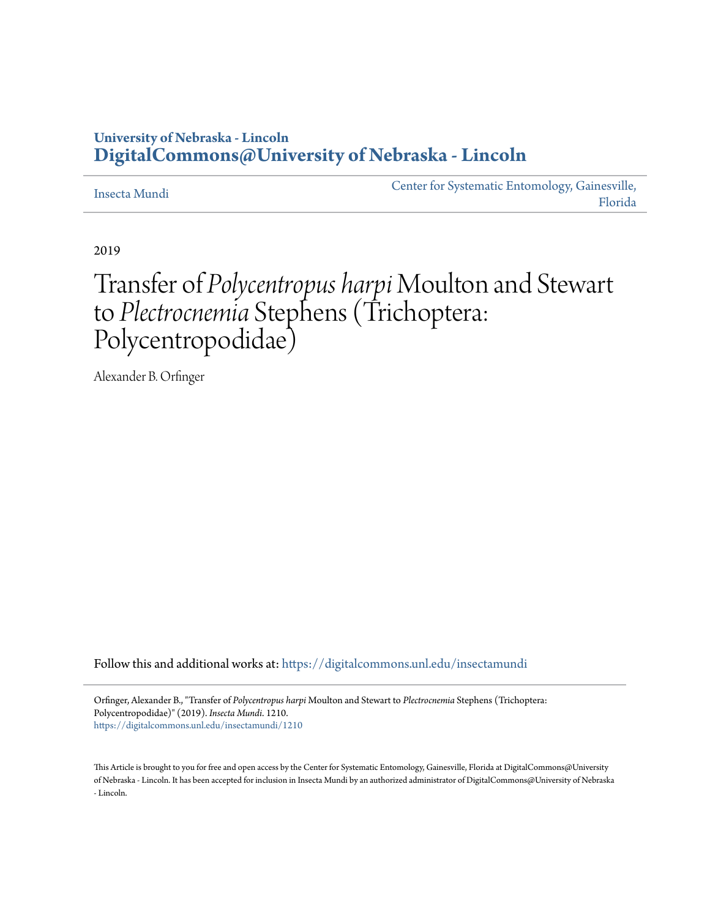University of Nebraska - Lincoln
**DigitalCommons@University of Nebraska - Lincoln**

Insecta Mundi | Center for Systematic Entomology, Gainesville, Florida

2019

# Transfer of *Polycentropus harpi* Moulton and Stewart to *Plectrocnemia* Stephens (Trichoptera: Polycentropodidae)

Alexander B. Orfinger

Follow this and additional works at: https://digitalcommons.unl.edu/insectamundi

Orfinger, Alexander B., "Transfer of *Polycentropus harpi* Moulton and Stewart to *Plectrocnemia* Stephens (Trichoptera: Polycentropodidae)" (2019). *Insecta Mundi*. 1210.
https://digitalcommons.unl.edu/insectamundi/1210

This Article is brought to you for free and open access by the Center for Systematic Entomology, Gainesville, Florida at DigitalCommons@University of Nebraska - Lincoln. It has been accepted for inclusion in Insecta Mundi by an authorized administrator of DigitalCommons@University of Nebraska - Lincoln.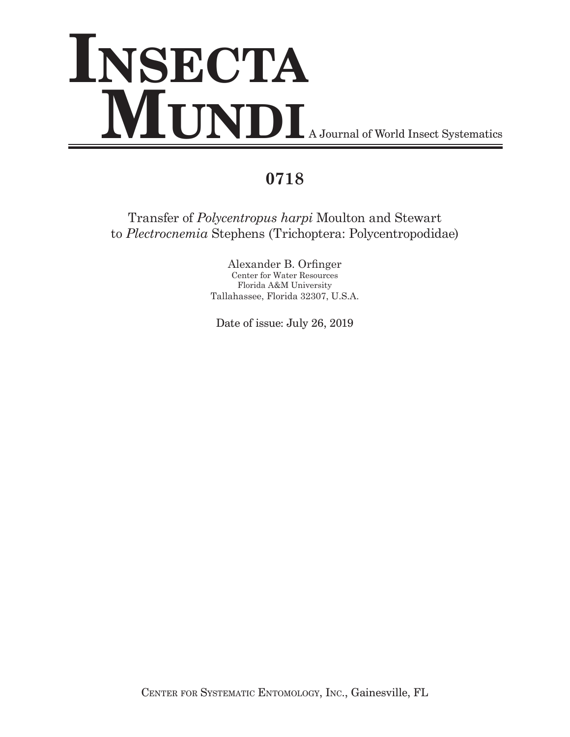# INSECTA MUNDI A Journal of World Insect Systematics

## 0718

Transfer of *Polycentropus harpi* Moulton and Stewart to *Plectrocnemia* Stephens (Trichoptera: Polycentropodidae)

Alexander B. Orfinger
Center for Water Resources
Florida A&M University
Tallahassee, Florida 32307, U.S.A.

Date of issue: July 26, 2019

CENTER FOR SYSTEMATIC ENTOMOLOGY, INC., Gainesville, FL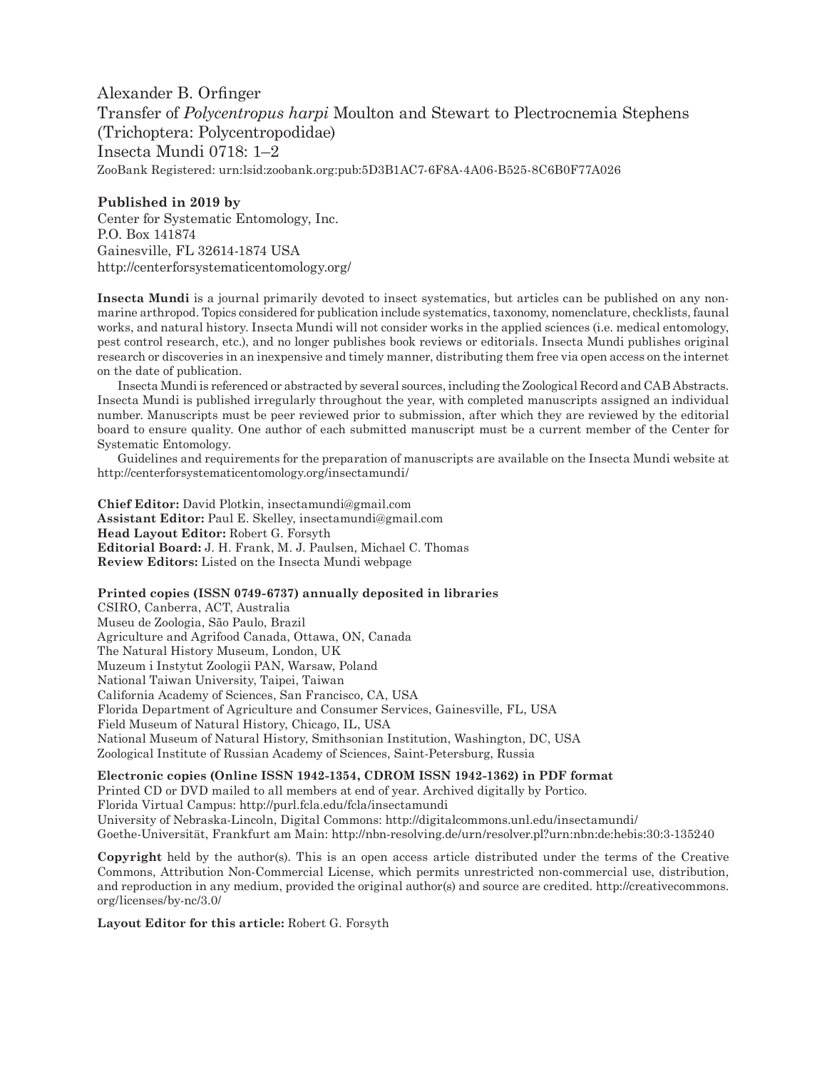Alexander B. Orfinger
Transfer of *Polycentropus harpi* Moulton and Stewart to Plectrocnemia Stephens (Trichoptera: Polycentropodidae)
Insecta Mundi 0718: 1–2
ZooBank Registered: urn:lsid:zoobank.org:pub:5D3B1AC7-6F8A-4A06-B525-8C6B0F77A026

**Published in 2019 by**
Center for Systematic Entomology, Inc.
P.O. Box 141874
Gainesville, FL 32614-1874 USA
http://centerforsystematicentomology.org/

**Insecta Mundi** is a journal primarily devoted to insect systematics, but articles can be published on any non-marine arthropod. Topics considered for publication include systematics, taxonomy, nomenclature, checklists, faunal works, and natural history. Insecta Mundi will not consider works in the applied sciences (i.e. medical entomology, pest control research, etc.), and no longer publishes book reviews or editorials. Insecta Mundi publishes original research or discoveries in an inexpensive and timely manner, distributing them free via open access on the internet on the date of publication.

Insecta Mundi is referenced or abstracted by several sources, including the Zoological Record and CAB Abstracts. Insecta Mundi is published irregularly throughout the year, with completed manuscripts assigned an individual number. Manuscripts must be peer reviewed prior to submission, after which they are reviewed by the editorial board to ensure quality. One author of each submitted manuscript must be a current member of the Center for Systematic Entomology.

Guidelines and requirements for the preparation of manuscripts are available on the Insecta Mundi website at http://centerforsystematicentomology.org/insectamundi/

**Chief Editor:** David Plotkin, insectamundi@gmail.com
**Assistant Editor:** Paul E. Skelley, insectamundi@gmail.com
**Head Layout Editor:** Robert G. Forsyth
**Editorial Board:** J. H. Frank, M. J. Paulsen, Michael C. Thomas
**Review Editors:** Listed on the Insecta Mundi webpage

**Printed copies (ISSN 0749-6737) annually deposited in libraries**
CSIRO, Canberra, ACT, Australia
Museu de Zoologia, São Paulo, Brazil
Agriculture and Agrifood Canada, Ottawa, ON, Canada
The Natural History Museum, London, UK
Muzeum i Instytut Zoologii PAN, Warsaw, Poland
National Taiwan University, Taipei, Taiwan
California Academy of Sciences, San Francisco, CA, USA
Florida Department of Agriculture and Consumer Services, Gainesville, FL, USA
Field Museum of Natural History, Chicago, IL, USA
National Museum of Natural History, Smithsonian Institution, Washington, DC, USA
Zoological Institute of Russian Academy of Sciences, Saint-Petersburg, Russia

**Electronic copies (Online ISSN 1942-1354, CDROM ISSN 1942-1362) in PDF format**
Printed CD or DVD mailed to all members at end of year. Archived digitally by Portico.
Florida Virtual Campus: http://purl.fcla.edu/fcla/insectamundi
University of Nebraska-Lincoln, Digital Commons: http://digitalcommons.unl.edu/insectamundi/
Goethe-Universität, Frankfurt am Main: http://nbn-resolving.de/urn/resolver.pl?urn:nbn:de:hebis:30:3-135240

**Copyright** held by the author(s). This is an open access article distributed under the terms of the Creative Commons, Attribution Non-Commercial License, which permits unrestricted non-commercial use, distribution, and reproduction in any medium, provided the original author(s) and source are credited. http://creativecommons.org/licenses/by-nc/3.0/

**Layout Editor for this article:** Robert G. Forsyth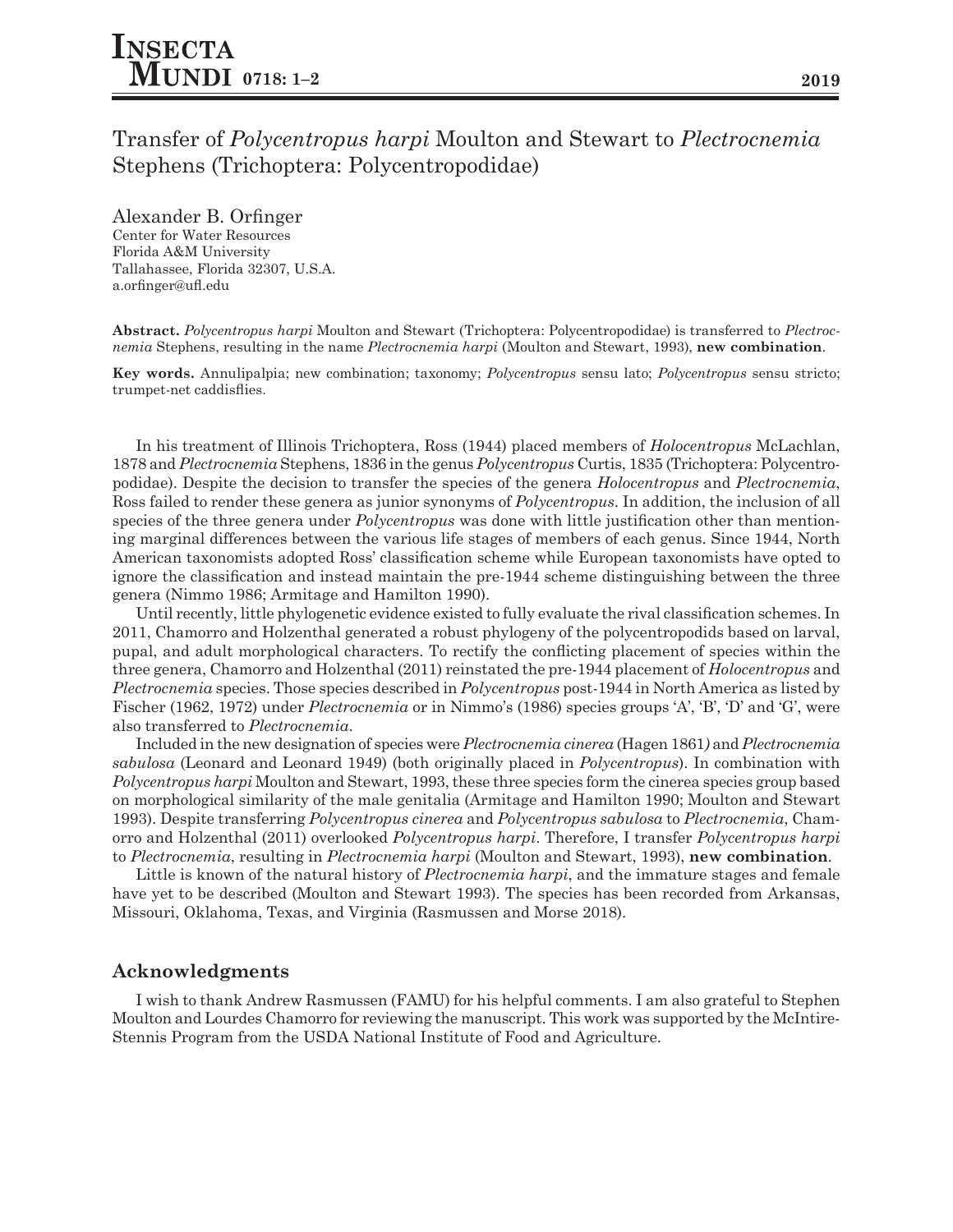# Transfer of *Polycentropus harpi* Moulton and Stewart to *Plectrocnemia* Stephens (Trichoptera: Polycentropodidae)

Alexander B. Orfinger
Center for Water Resources
Florida A&M University
Tallahassee, Florida 32307, U.S.A.
a.orfinger@ufl.edu

**Abstract.** *Polycentropus harpi* Moulton and Stewart (Trichoptera: Polycentropodidae) is transferred to *Plectrocnemia* Stephens, resulting in the name *Plectrocnemia harpi* (Moulton and Stewart, 1993), **new combination**.

**Key words.** Annulipalpia; new combination; taxonomy; *Polycentropus* sensu lato; *Polycentropus* sensu stricto; trumpet-net caddisflies.

In his treatment of Illinois Trichoptera, Ross (1944) placed members of *Holocentropus* McLachlan, 1878 and *Plectrocnemia* Stephens, 1836 in the genus *Polycentropus* Curtis, 1835 (Trichoptera: Polycentropodidae). Despite the decision to transfer the species of the genera *Holocentropus* and *Plectrocnemia*, Ross failed to render these genera as junior synonyms of *Polycentropus*. In addition, the inclusion of all species of the three genera under *Polycentropus* was done with little justification other than mentioning marginal differences between the various life stages of members of each genus. Since 1944, North American taxonomists adopted Ross' classification scheme while European taxonomists have opted to ignore the classification and instead maintain the pre-1944 scheme distinguishing between the three genera (Nimmo 1986; Armitage and Hamilton 1990).

Until recently, little phylogenetic evidence existed to fully evaluate the rival classification schemes. In 2011, Chamorro and Holzenthal generated a robust phylogeny of the polycentropodids based on larval, pupal, and adult morphological characters. To rectify the conflicting placement of species within the three genera, Chamorro and Holzenthal (2011) reinstated the pre-1944 placement of *Holocentropus* and *Plectrocnemia* species. Those species described in *Polycentropus* post-1944 in North America as listed by Fischer (1962, 1972) under *Plectrocnemia* or in Nimmo's (1986) species groups 'A', 'B', 'D' and 'G', were also transferred to *Plectrocnemia*.

Included in the new designation of species were *Plectrocnemia cinerea* (Hagen 1861) and *Plectrocnemia sabulosa* (Leonard and Leonard 1949) (both originally placed in *Polycentropus*). In combination with *Polycentropus harpi* Moulton and Stewart, 1993, these three species form the cinerea species group based on morphological similarity of the male genitalia (Armitage and Hamilton 1990; Moulton and Stewart 1993). Despite transferring *Polycentropus cinerea* and *Polycentropus sabulosa* to *Plectrocnemia*, Chamorro and Holzenthal (2011) overlooked *Polycentropus harpi*. Therefore, I transfer *Polycentropus harpi* to *Plectrocnemia*, resulting in *Plectrocnemia harpi* (Moulton and Stewart, 1993), **new combination**.

Little is known of the natural history of *Plectrocnemia harpi*, and the immature stages and female have yet to be described (Moulton and Stewart 1993). The species has been recorded from Arkansas, Missouri, Oklahoma, Texas, and Virginia (Rasmussen and Morse 2018).

## Acknowledgments

I wish to thank Andrew Rasmussen (FAMU) for his helpful comments. I am also grateful to Stephen Moulton and Lourdes Chamorro for reviewing the manuscript. This work was supported by the McIntire-Stennis Program from the USDA National Institute of Food and Agriculture.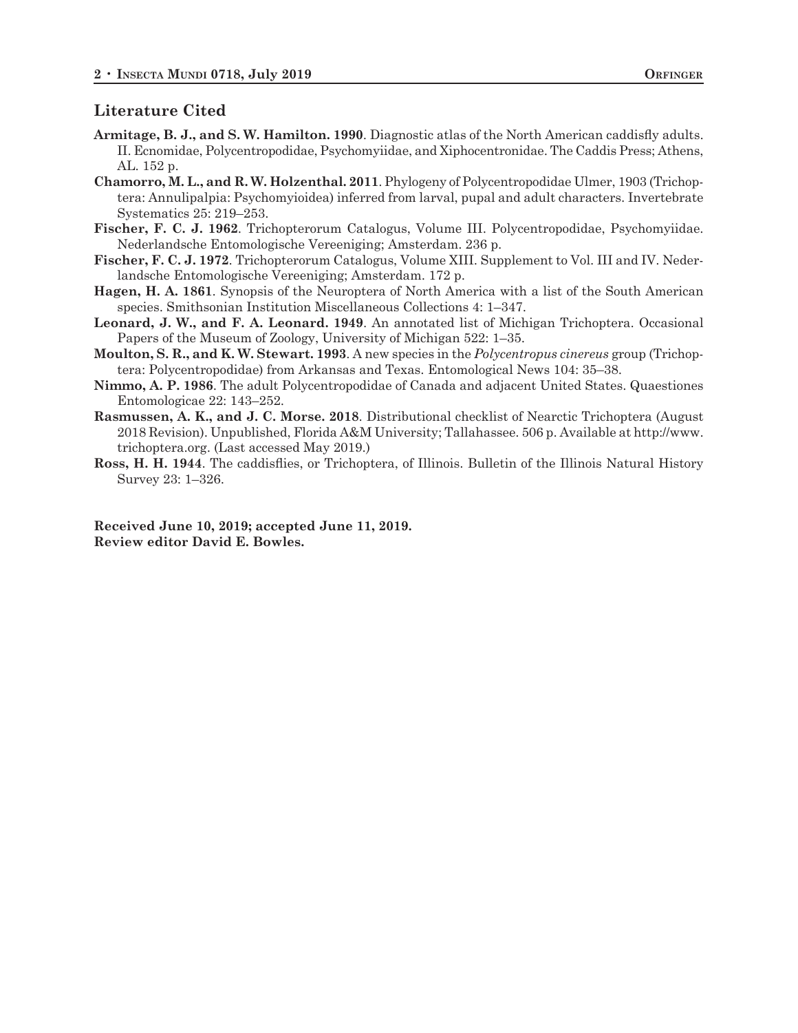## Literature Cited

**Armitage, B. J., and S. W. Hamilton. 1990**. Diagnostic atlas of the North American caddisfly adults. II. Ecnomidae, Polycentropodidae, Psychomyiidae, and Xiphocentronidae. The Caddis Press; Athens, AL. 152 p.

**Chamorro, M. L., and R. W. Holzenthal. 2011**. Phylogeny of Polycentropodidae Ulmer, 1903 (Trichoptera: Annulipalpia: Psychomyioidea) inferred from larval, pupal and adult characters. Invertebrate Systematics 25: 219–253.

**Fischer, F. C. J. 1962**. Trichopterorum Catalogus, Volume III. Polycentropodidae, Psychomyiidae. Nederlandsche Entomologische Vereeniging; Amsterdam. 236 p.

**Fischer, F. C. J. 1972**. Trichopterorum Catalogus, Volume XIII. Supplement to Vol. III and IV. Nederlandsche Entomologische Vereeniging; Amsterdam. 172 p.

**Hagen, H. A. 1861**. Synopsis of the Neuroptera of North America with a list of the South American species. Smithsonian Institution Miscellaneous Collections 4: 1–347.

**Leonard, J. W., and F. A. Leonard. 1949**. An annotated list of Michigan Trichoptera. Occasional Papers of the Museum of Zoology, University of Michigan 522: 1–35.

**Moulton, S. R., and K. W. Stewart. 1993**. A new species in the *Polycentropus cinereus* group (Trichoptera: Polycentropodidae) from Arkansas and Texas. Entomological News 104: 35–38.

**Nimmo, A. P. 1986**. The adult Polycentropodidae of Canada and adjacent United States. Quaestiones Entomologicae 22: 143–252.

**Rasmussen, A. K., and J. C. Morse. 2018**. Distributional checklist of Nearctic Trichoptera (August 2018 Revision). Unpublished, Florida A&M University; Tallahassee. 506 p. Available at http://www.trichoptera.org. (Last accessed May 2019.)

**Ross, H. H. 1944**. The caddisflies, or Trichoptera, of Illinois. Bulletin of the Illinois Natural History Survey 23: 1–326.

**Received June 10, 2019; accepted June 11, 2019.**
**Review editor David E. Bowles.**